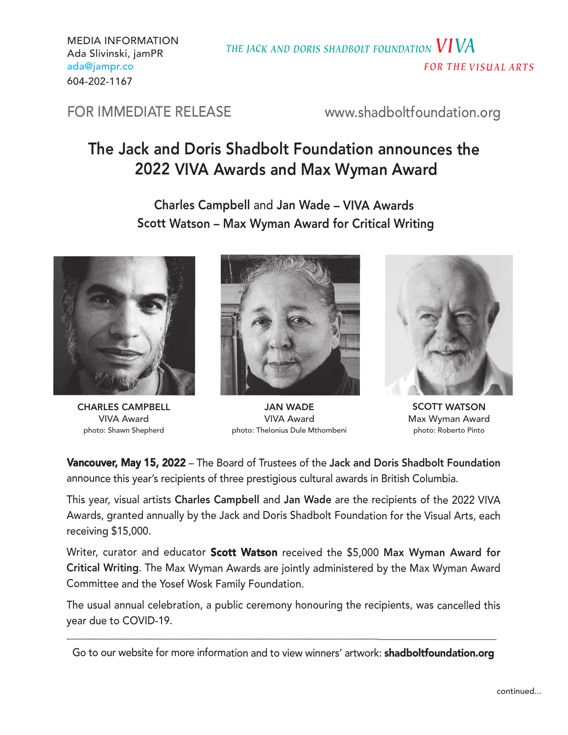MEDIA INFORMATION
Ada Slivinski, jamPR
ada@jampr.co
604-202-1167

THE JACK AND DORIS SHADBOLT FOUNDATION *VIVA* FOR THE VISUAL ARTS

FOR IMMEDIATE RELEASE

www.shadboltfoundation.org

# The Jack and Doris Shadbolt Foundation announces the 2022 VIVA Awards and Max Wyman Award

## Charles Campbell and Jan Wade – VIVA Awards
## Scott Watson – Max Wyman Award for Critical Writing

**CHARLES CAMPBELL**
VIVA Award
photo: Shawn Shepherd

**JAN WADE**
VIVA Award
photo: Thelonius Dule Mthombeni

**SCOTT WATSON**
Max Wyman Award
photo: Roberto Pinto

**Vancouver, May 15, 2022** – The Board of Trustees of the **Jack and Doris Shadbolt Foundation** announce this year's recipients of three prestigious cultural awards in British Columbia.

This year, visual artists **Charles Campbell** and **Jan Wade** are the recipients of the 2022 VIVA Awards, granted annually by the Jack and Doris Shadbolt Foundation for the Visual Arts, each receiving $15,000.

Writer, curator and educator **Scott Watson** received the $5,000 **Max Wyman Award for Critical Writing**. The Max Wyman Awards are jointly administered by the Max Wyman Award Committee and the Yosef Wosk Family Foundation.

The usual annual celebration, a public ceremony honouring the recipients, was cancelled this year due to COVID-19.

---

Go to our website for more information and to view winners' artwork: **shadboltfoundation.org**

continued...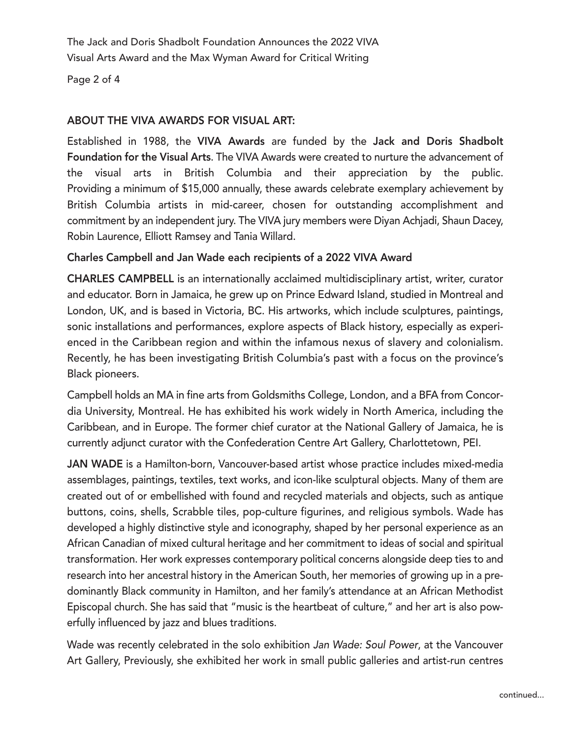## ABOUT THE VIVA AWARDS FOR VISUAL ART:

Established in 1988, the **VIVA Awards** are funded by the **Jack and Doris Shadbolt Foundation for the Visual Arts**. The VIVA Awards were created to nurture the advancement of the visual arts in British Columbia and their appreciation by the public. Providing a minimum of $15,000 annually, these awards celebrate exemplary achievement by British Columbia artists in mid-career, chosen for outstanding accomplishment and commitment by an independent jury. The VIVA jury members were Diyan Achjadi, Shaun Dacey, Robin Laurence, Elliott Ramsey and Tania Willard.

### Charles Campbell and Jan Wade each recipients of a 2022 VIVA Award

**CHARLES CAMPBELL** is an internationally acclaimed multidisciplinary artist, writer, curator and educator. Born in Jamaica, he grew up on Prince Edward Island, studied in Montreal and London, UK, and is based in Victoria, BC. His artworks, which include sculptures, paintings, sonic installations and performances, explore aspects of Black history, especially as experienced in the Caribbean region and within the infamous nexus of slavery and colonialism. Recently, he has been investigating British Columbia's past with a focus on the province's Black pioneers.

Campbell holds an MA in fine arts from Goldsmiths College, London, and a BFA from Concordia University, Montreal. He has exhibited his work widely in North America, including the Caribbean, and in Europe. The former chief curator at the National Gallery of Jamaica, he is currently adjunct curator with the Confederation Centre Art Gallery, Charlottetown, PEI.

**JAN WADE** is a Hamilton-born, Vancouver-based artist whose practice includes mixed-media assemblages, paintings, textiles, text works, and icon-like sculptural objects. Many of them are created out of or embellished with found and recycled materials and objects, such as antique buttons, coins, shells, Scrabble tiles, pop-culture figurines, and religious symbols. Wade has developed a highly distinctive style and iconography, shaped by her personal experience as an African Canadian of mixed cultural heritage and her commitment to ideas of social and spiritual transformation. Her work expresses contemporary political concerns alongside deep ties to and research into her ancestral history in the American South, her memories of growing up in a predominantly Black community in Hamilton, and her family's attendance at an African Methodist Episcopal church. She has said that "music is the heartbeat of culture," and her art is also powerfully influenced by jazz and blues traditions.

Wade was recently celebrated in the solo exhibition *Jan Wade: Soul Power*, at the Vancouver Art Gallery, Previously, she exhibited her work in small public galleries and artist-run centres

continued...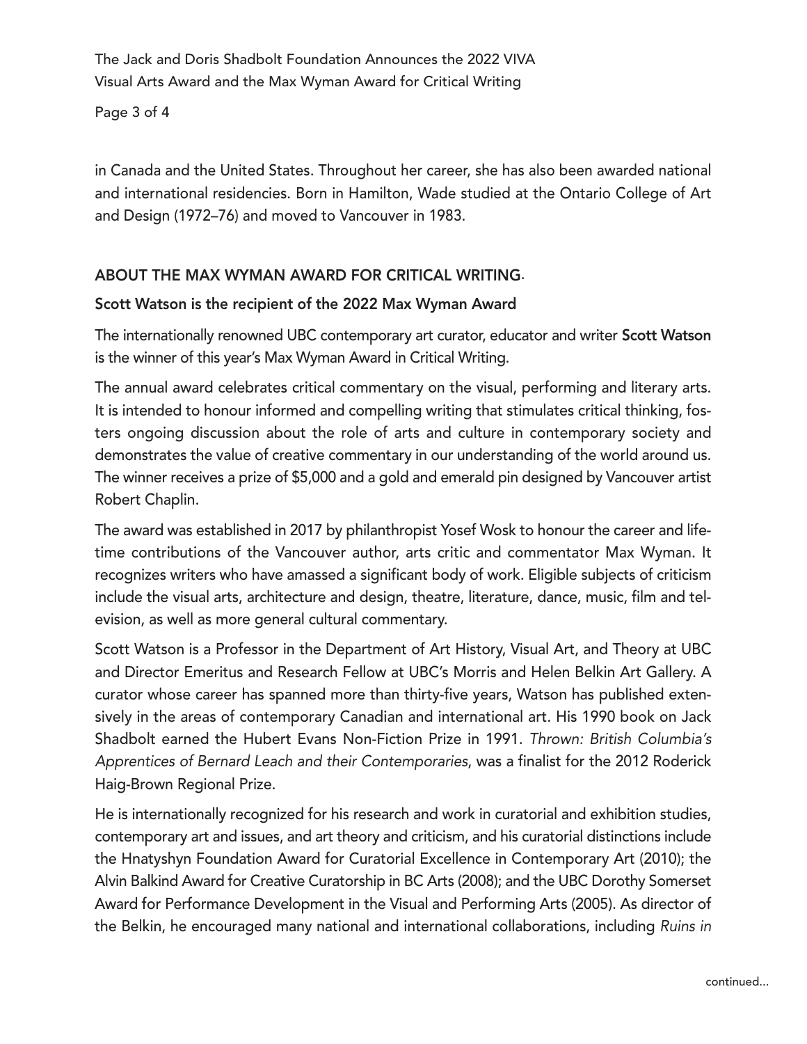in Canada and the United States. Throughout her career, she has also been awarded national and international residencies. Born in Hamilton, Wade studied at the Ontario College of Art and Design (1972–76) and moved to Vancouver in 1983.

## ABOUT THE MAX WYMAN AWARD FOR CRITICAL WRITING.

### Scott Watson is the recipient of the 2022 Max Wyman Award

The internationally renowned UBC contemporary art curator, educator and writer **Scott Watson** is the winner of this year's Max Wyman Award in Critical Writing.

The annual award celebrates critical commentary on the visual, performing and literary arts. It is intended to honour informed and compelling writing that stimulates critical thinking, fosters ongoing discussion about the role of arts and culture in contemporary society and demonstrates the value of creative commentary in our understanding of the world around us. The winner receives a prize of $5,000 and a gold and emerald pin designed by Vancouver artist Robert Chaplin.

The award was established in 2017 by philanthropist Yosef Wosk to honour the career and lifetime contributions of the Vancouver author, arts critic and commentator Max Wyman. It recognizes writers who have amassed a significant body of work. Eligible subjects of criticism include the visual arts, architecture and design, theatre, literature, dance, music, film and television, as well as more general cultural commentary.

Scott Watson is a Professor in the Department of Art History, Visual Art, and Theory at UBC and Director Emeritus and Research Fellow at UBC's Morris and Helen Belkin Art Gallery. A curator whose career has spanned more than thirty-five years, Watson has published extensively in the areas of contemporary Canadian and international art. His 1990 book on Jack Shadbolt earned the Hubert Evans Non-Fiction Prize in 1991. *Thrown: British Columbia's Apprentices of Bernard Leach and their Contemporaries*, was a finalist for the 2012 Roderick Haig-Brown Regional Prize.

He is internationally recognized for his research and work in curatorial and exhibition studies, contemporary art and issues, and art theory and criticism, and his curatorial distinctions include the Hnatyshyn Foundation Award for Curatorial Excellence in Contemporary Art (2010); the Alvin Balkind Award for Creative Curatorship in BC Arts (2008); and the UBC Dorothy Somerset Award for Performance Development in the Visual and Performing Arts (2005). As director of the Belkin, he encouraged many national and international collaborations, including *Ruins in*

continued...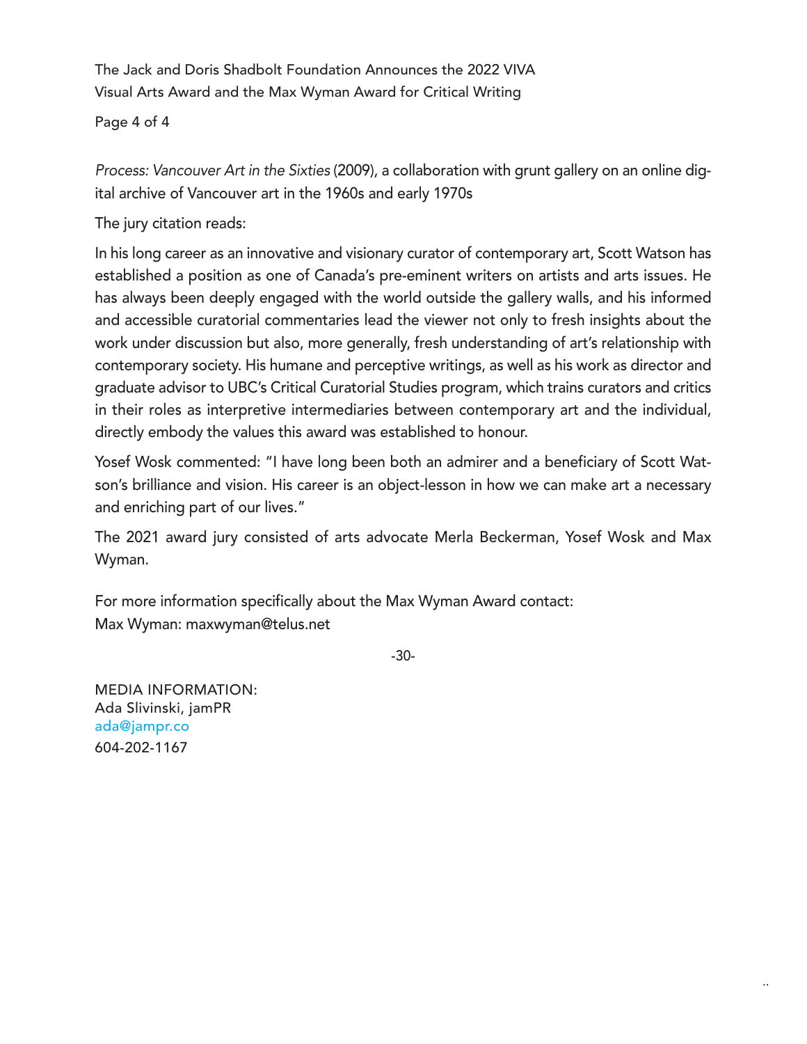*Process: Vancouver Art in the Sixties* (2009), a collaboration with grunt gallery on an online digital archive of Vancouver art in the 1960s and early 1970s

The jury citation reads:

In his long career as an innovative and visionary curator of contemporary art, Scott Watson has established a position as one of Canada's pre-eminent writers on artists and arts issues. He has always been deeply engaged with the world outside the gallery walls, and his informed and accessible curatorial commentaries lead the viewer not only to fresh insights about the work under discussion but also, more generally, fresh understanding of art's relationship with contemporary society. His humane and perceptive writings, as well as his work as director and graduate advisor to UBC's Critical Curatorial Studies program, which trains curators and critics in their roles as interpretive intermediaries between contemporary art and the individual, directly embody the values this award was established to honour.

Yosef Wosk commented: "I have long been both an admirer and a beneficiary of Scott Watson's brilliance and vision. His career is an object-lesson in how we can make art a necessary and enriching part of our lives."

The 2021 award jury consisted of arts advocate Merla Beckerman, Yosef Wosk and Max Wyman.

For more information specifically about the Max Wyman Award contact:
Max Wyman: maxwyman@telus.net

-30-

MEDIA INFORMATION:
Ada Slivinski, jamPR
ada@jampr.co
604-202-1167